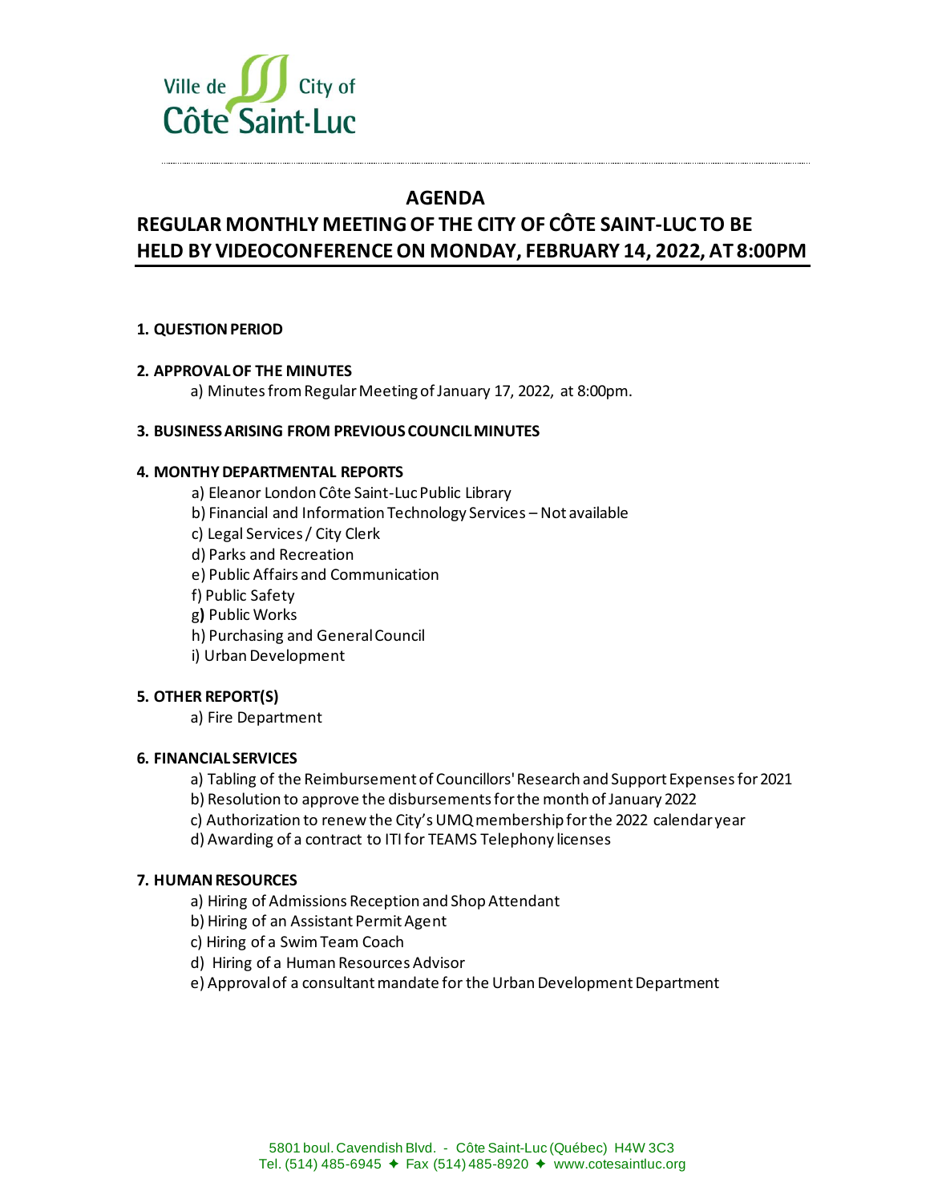Ville de City of
Côte Saint-Luc

# AGENDA

## REGULAR MONTHLY MEETING OF THE CITY OF CÔTE SAINT-LUC TO BE HELD BY VIDEOCONFERENCE ON MONDAY, FEBRUARY 14, 2022, AT 8:00PM

**1. QUESTION PERIOD**

**2. APPROVAL OF THE MINUTES**

a) Minutes from Regular Meeting of January 17, 2022, at 8:00pm.

**3. BUSINESS ARISING FROM PREVIOUS COUNCIL MINUTES**

**4. MONTHY DEPARTMENTAL REPORTS**

a) Eleanor London Côte Saint-Luc Public Library
b) Financial and Information Technology Services – Not available
c) Legal Services / City Clerk
d) Parks and Recreation
e) Public Affairs and Communication
f) Public Safety
g**)** Public Works
h) Purchasing and General Council
i) Urban Development

**5. OTHER REPORT(S)**

a) Fire Department

**6. FINANCIAL SERVICES**

a) Tabling of the Reimbursement of Councillors' Research and Support Expenses for 2021
b) Resolution to approve the disbursements for the month of January 2022
c) Authorization to renew the City's UMQ membership for the 2022 calendar year
d) Awarding of a contract to ITI for TEAMS Telephony licenses

**7. HUMAN RESOURCES**

a) Hiring of Admissions Reception and Shop Attendant
b) Hiring of an Assistant Permit Agent
c) Hiring of a Swim Team Coach
d) Hiring of a Human Resources Advisor
e) Approval of a consultant mandate for the Urban Development Department

5801 boul. Cavendish Blvd. - Côte Saint-Luc (Québec) H4W 3C3
Tel. (514) 485-6945 ✦ Fax (514) 485-8920 ✦ www.cotesaintluc.org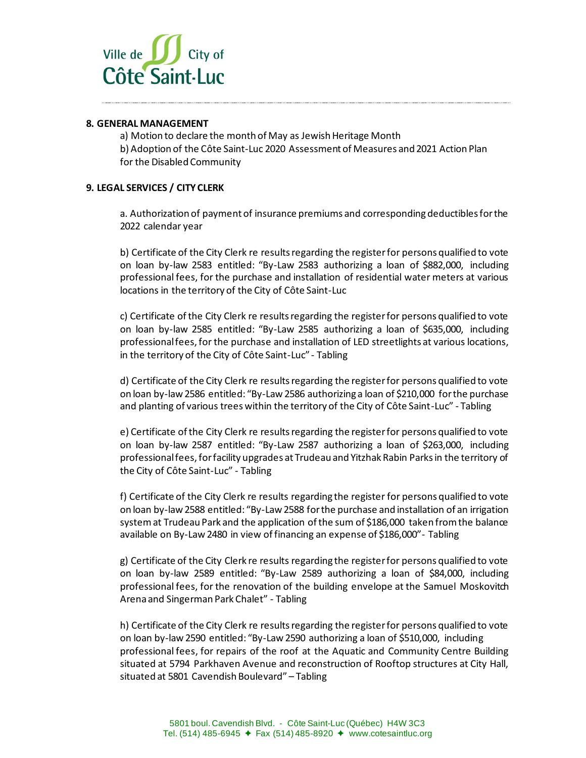## 8. GENERAL MANAGEMENT

a) Motion to declare the month of May as Jewish Heritage Month

b) Adoption of the Côte Saint-Luc 2020 Assessment of Measures and 2021 Action Plan for the Disabled Community

## 9. LEGAL SERVICES / CITY CLERK

a. Authorization of payment of insurance premiums and corresponding deductibles for the 2022 calendar year

b) Certificate of the City Clerk re results regarding the register for persons qualified to vote on loan by-law 2583 entitled: "By-Law 2583 authorizing a loan of $882,000, including professional fees, for the purchase and installation of residential water meters at various locations in the territory of the City of Côte Saint-Luc

c) Certificate of the City Clerk re results regarding the register for persons qualified to vote on loan by-law 2585 entitled: "By-Law 2585 authorizing a loan of $635,000, including professional fees, for the purchase and installation of LED streetlights at various locations, in the territory of the City of Côte Saint-Luc" - Tabling

d) Certificate of the City Clerk re results regarding the register for persons qualified to vote on loan by-law 2586 entitled: "By-Law 2586 authorizing a loan of $210,000 for the purchase and planting of various trees within the territory of the City of Côte Saint-Luc" - Tabling

e) Certificate of the City Clerk re results regarding the register for persons qualified to vote on loan by-law 2587 entitled: "By-Law 2587 authorizing a loan of $263,000, including professional fees, for facility upgrades at Trudeau and Yitzhak Rabin Parks in the territory of the City of Côte Saint-Luc" - Tabling

f) Certificate of the City Clerk re results regarding the register for persons qualified to vote on loan by-law 2588 entitled: "By-Law 2588 for the purchase and installation of an irrigation system at Trudeau Park and the application of the sum of $186,000 taken from the balance available on By-Law 2480 in view of financing an expense of $186,000"- Tabling

g) Certificate of the City Clerk re results regarding the register for persons qualified to vote on loan by-law 2589 entitled: "By-Law 2589 authorizing a loan of $84,000, including professional fees, for the renovation of the building envelope at the Samuel Moskovitch Arena and Singerman Park Chalet" - Tabling

h) Certificate of the City Clerk re results regarding the register for persons qualified to vote on loan by-law 2590 entitled: "By-Law 2590 authorizing a loan of $510,000, including professional fees, for repairs of the roof at the Aquatic and Community Centre Building situated at 5794 Parkhaven Avenue and reconstruction of Rooftop structures at City Hall, situated at 5801 Cavendish Boulevard" – Tabling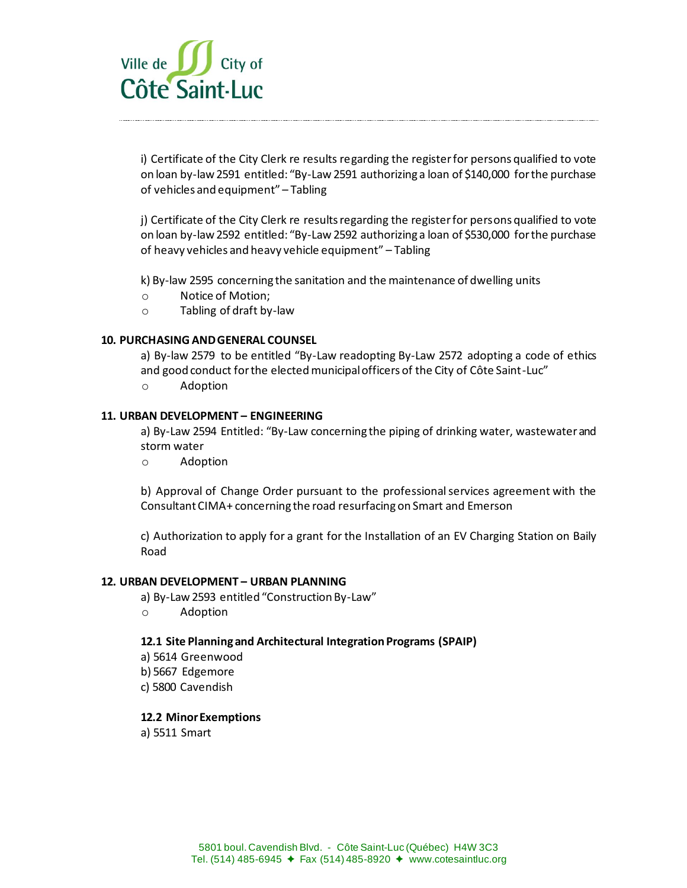i) Certificate of the City Clerk re results regarding the register for persons qualified to vote on loan by-law 2591 entitled: "By-Law 2591 authorizing a loan of $140,000 for the purchase of vehicles and equipment" – Tabling

j) Certificate of the City Clerk re results regarding the register for persons qualified to vote on loan by-law 2592 entitled: "By-Law 2592 authorizing a loan of $530,000 for the purchase of heavy vehicles and heavy vehicle equipment" – Tabling

k) By-law 2595 concerning the sanitation and the maintenance of dwelling units

- Notice of Motion;
- Tabling of draft by-law

**10. PURCHASING AND GENERAL COUNSEL**

a) By-law 2579 to be entitled "By-Law readopting By-Law 2572 adopting a code of ethics and good conduct for the elected municipal officers of the City of Côte Saint-Luc"

- Adoption

**11. URBAN DEVELOPMENT – ENGINEERING**

a) By-Law 2594 Entitled: "By-Law concerning the piping of drinking water, wastewater and storm water

- Adoption

b) Approval of Change Order pursuant to the professional services agreement with the Consultant CIMA+ concerning the road resurfacing on Smart and Emerson

c) Authorization to apply for a grant for the Installation of an EV Charging Station on Baily Road

**12. URBAN DEVELOPMENT – URBAN PLANNING**

a) By-Law 2593 entitled "Construction By-Law"

- Adoption

**12.1 Site Planning and Architectural Integration Programs (SPAIP)**

a) 5614 Greenwood
b) 5667 Edgemore
c) 5800 Cavendish

**12.2 Minor Exemptions**

a) 5511 Smart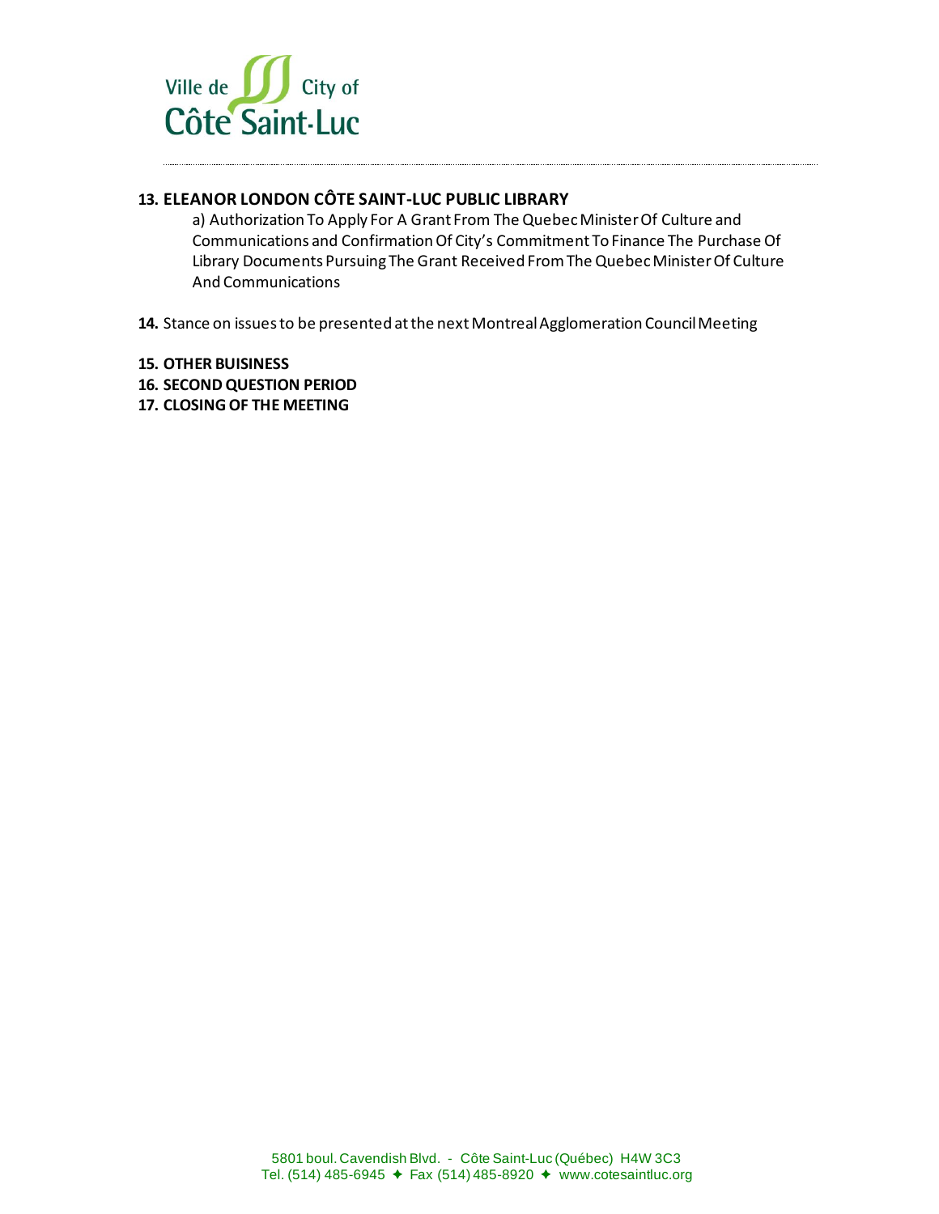**13. ELEANOR LONDON CÔTE SAINT-LUC PUBLIC LIBRARY**

a) Authorization To Apply For A Grant From The Quebec Minister Of Culture and Communications and Confirmation Of City's Commitment To Finance The Purchase Of Library Documents Pursuing The Grant Received From The Quebec Minister Of Culture And Communications

**14.** Stance on issues to be presented at the next Montreal Agglomeration Council Meeting

**15. OTHER BUISINESS**

**16. SECOND QUESTION PERIOD**

**17. CLOSING OF THE MEETING**